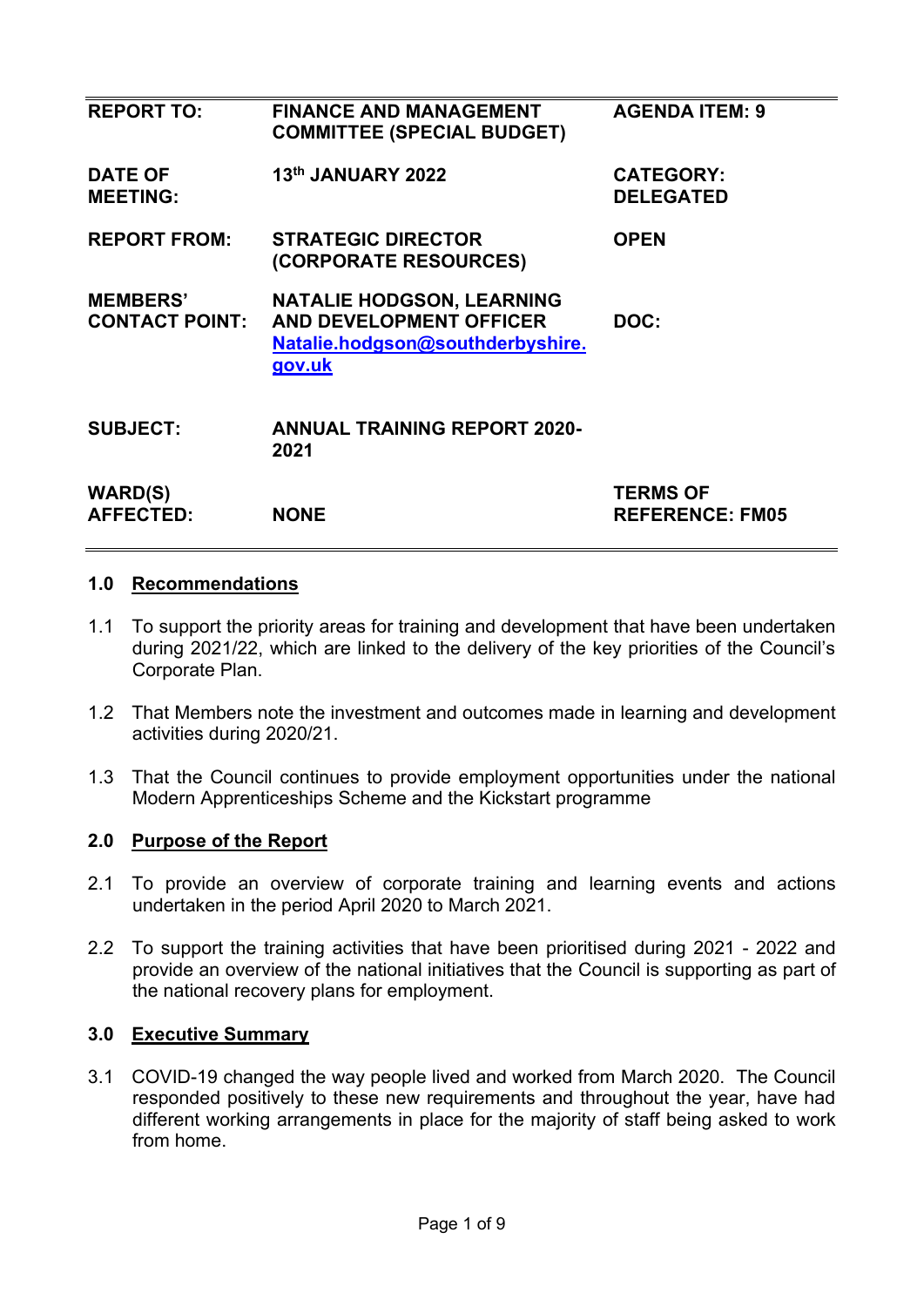| REPORT TO: | FINANCE AND MANAGEMENT COMMITTEE (SPECIAL BUDGET) | AGENDA ITEM: 9 |
|---|---|---|
| DATE OF MEETING: | 13th JANUARY 2022 | CATEGORY: DELEGATED |
| REPORT FROM: | STRATEGIC DIRECTOR (CORPORATE RESOURCES) | OPEN |
| MEMBERS' CONTACT POINT: | NATALIE HODGSON, LEARNING AND DEVELOPMENT OFFICER Natalie.hodgson@southderbyshire.gov.uk | DOC: |
| SUBJECT: | ANNUAL TRAINING REPORT 2020-2021 | |
| WARD(S) AFFECTED: | NONE | TERMS OF REFERENCE: FM05 |

## 1.0 Recommendations

1.1 To support the priority areas for training and development that have been undertaken during 2021/22, which are linked to the delivery of the key priorities of the Council's Corporate Plan.

1.2 That Members note the investment and outcomes made in learning and development activities during 2020/21.

1.3 That the Council continues to provide employment opportunities under the national Modern Apprenticeships Scheme and the Kickstart programme

## 2.0 Purpose of the Report

2.1 To provide an overview of corporate training and learning events and actions undertaken in the period April 2020 to March 2021.

2.2 To support the training activities that have been prioritised during 2021 - 2022 and provide an overview of the national initiatives that the Council is supporting as part of the national recovery plans for employment.

## 3.0 Executive Summary

3.1 COVID-19 changed the way people lived and worked from March 2020. The Council responded positively to these new requirements and throughout the year, have had different working arrangements in place for the majority of staff being asked to work from home.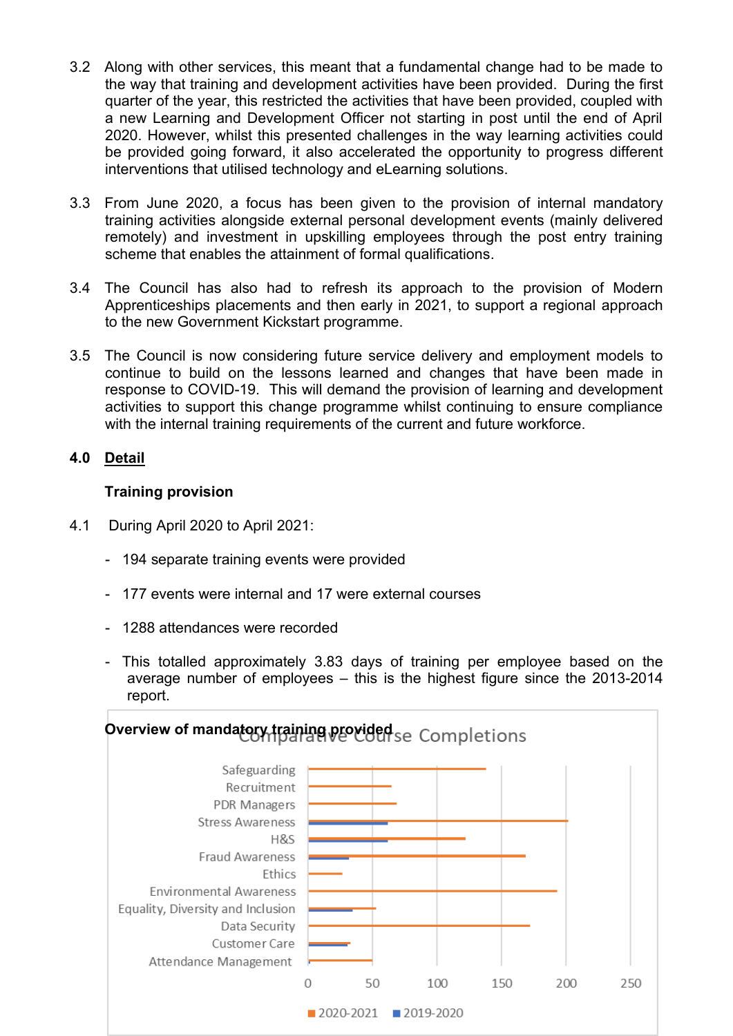3.2 Along with other services, this meant that a fundamental change had to be made to the way that training and development activities have been provided. During the first quarter of the year, this restricted the activities that have been provided, coupled with a new Learning and Development Officer not starting in post until the end of April 2020. However, whilst this presented challenges in the way learning activities could be provided going forward, it also accelerated the opportunity to progress different interventions that utilised technology and eLearning solutions.

3.3 From June 2020, a focus has been given to the provision of internal mandatory training activities alongside external personal development events (mainly delivered remotely) and investment in upskilling employees through the post entry training scheme that enables the attainment of formal qualifications.

3.4 The Council has also had to refresh its approach to the provision of Modern Apprenticeships placements and then early in 2021, to support a regional approach to the new Government Kickstart programme.

3.5 The Council is now considering future service delivery and employment models to continue to build on the lessons learned and changes that have been made in response to COVID-19. This will demand the provision of learning and development activities to support this change programme whilst continuing to ensure compliance with the internal training requirements of the current and future workforce.

## 4.0 Detail

### Training provision

4.1 During April 2020 to April 2021:

- 194 separate training events were provided
- 177 events were internal and 17 were external courses
- 1288 attendances were recorded
- This totalled approximately 3.83 days of training per employee based on the average number of employees – this is the highest figure since the 2013-2014 report.

**Overview of mandatory training provided**

Comparative Course Completions

| Course | 2020-2021 | 2019-2020 |
|---|---|---|
| Safeguarding | ~138 | |
| Recruitment | ~64 | |
| PDR Managers | ~68 | |
| Stress Awareness | ~201 | ~61 |
| H&S | ~122 | ~61 |
| Fraud Awareness | ~168 | ~31 |
| Ethics | ~26 | |
| Environmental Awareness | ~193 | |
| Equality, Diversity and Inclusion | ~52 | ~34 |
| Data Security | ~172 | |
| Customer Care | ~32 | ~30 |
| Attendance Management | ~50 | ~1 |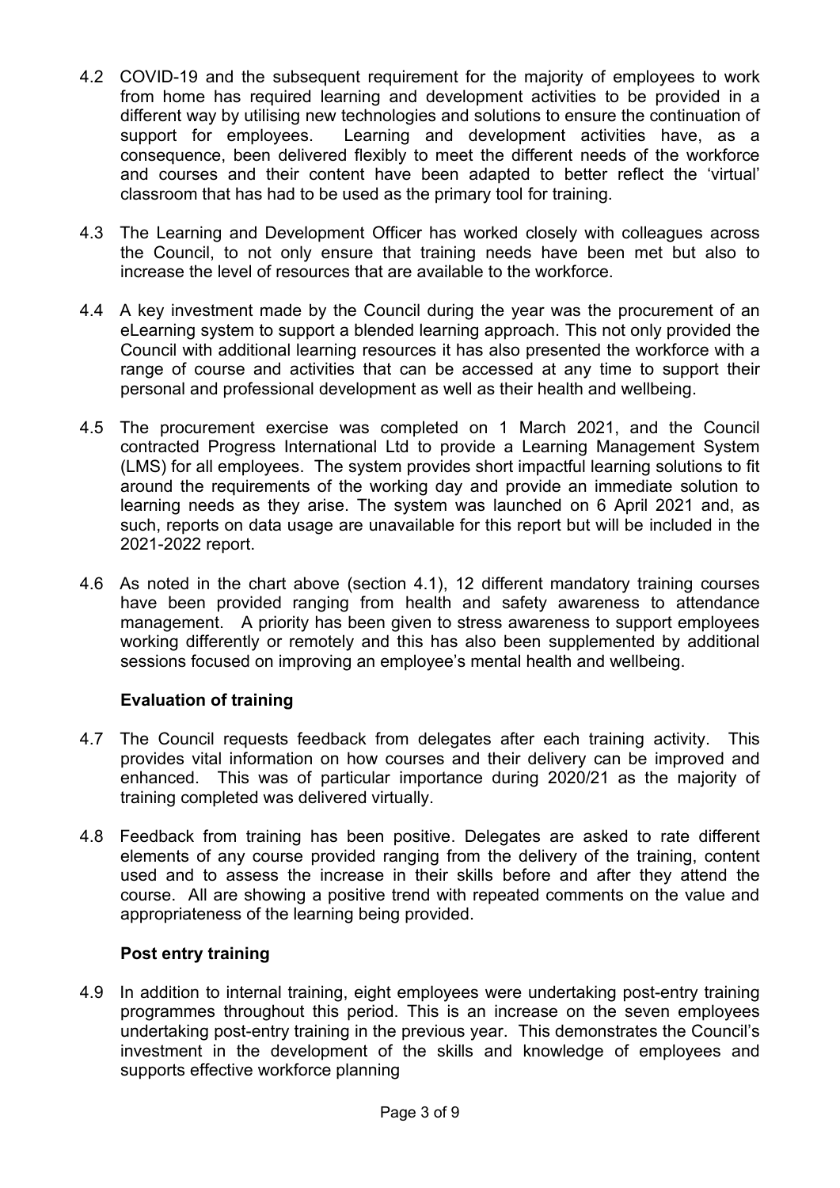4.2 COVID-19 and the subsequent requirement for the majority of employees to work from home has required learning and development activities to be provided in a different way by utilising new technologies and solutions to ensure the continuation of support for employees. Learning and development activities have, as a consequence, been delivered flexibly to meet the different needs of the workforce and courses and their content have been adapted to better reflect the 'virtual' classroom that has had to be used as the primary tool for training.

4.3 The Learning and Development Officer has worked closely with colleagues across the Council, to not only ensure that training needs have been met but also to increase the level of resources that are available to the workforce.

4.4 A key investment made by the Council during the year was the procurement of an eLearning system to support a blended learning approach. This not only provided the Council with additional learning resources it has also presented the workforce with a range of course and activities that can be accessed at any time to support their personal and professional development as well as their health and wellbeing.

4.5 The procurement exercise was completed on 1 March 2021, and the Council contracted Progress International Ltd to provide a Learning Management System (LMS) for all employees. The system provides short impactful learning solutions to fit around the requirements of the working day and provide an immediate solution to learning needs as they arise. The system was launched on 6 April 2021 and, as such, reports on data usage are unavailable for this report but will be included in the 2021-2022 report.

4.6 As noted in the chart above (section 4.1), 12 different mandatory training courses have been provided ranging from health and safety awareness to attendance management. A priority has been given to stress awareness to support employees working differently or remotely and this has also been supplemented by additional sessions focused on improving an employee's mental health and wellbeing.

### Evaluation of training

4.7 The Council requests feedback from delegates after each training activity. This provides vital information on how courses and their delivery can be improved and enhanced. This was of particular importance during 2020/21 as the majority of training completed was delivered virtually.

4.8 Feedback from training has been positive. Delegates are asked to rate different elements of any course provided ranging from the delivery of the training, content used and to assess the increase in their skills before and after they attend the course. All are showing a positive trend with repeated comments on the value and appropriateness of the learning being provided.

### Post entry training

4.9 In addition to internal training, eight employees were undertaking post-entry training programmes throughout this period. This is an increase on the seven employees undertaking post-entry training in the previous year. This demonstrates the Council's investment in the development of the skills and knowledge of employees and supports effective workforce planning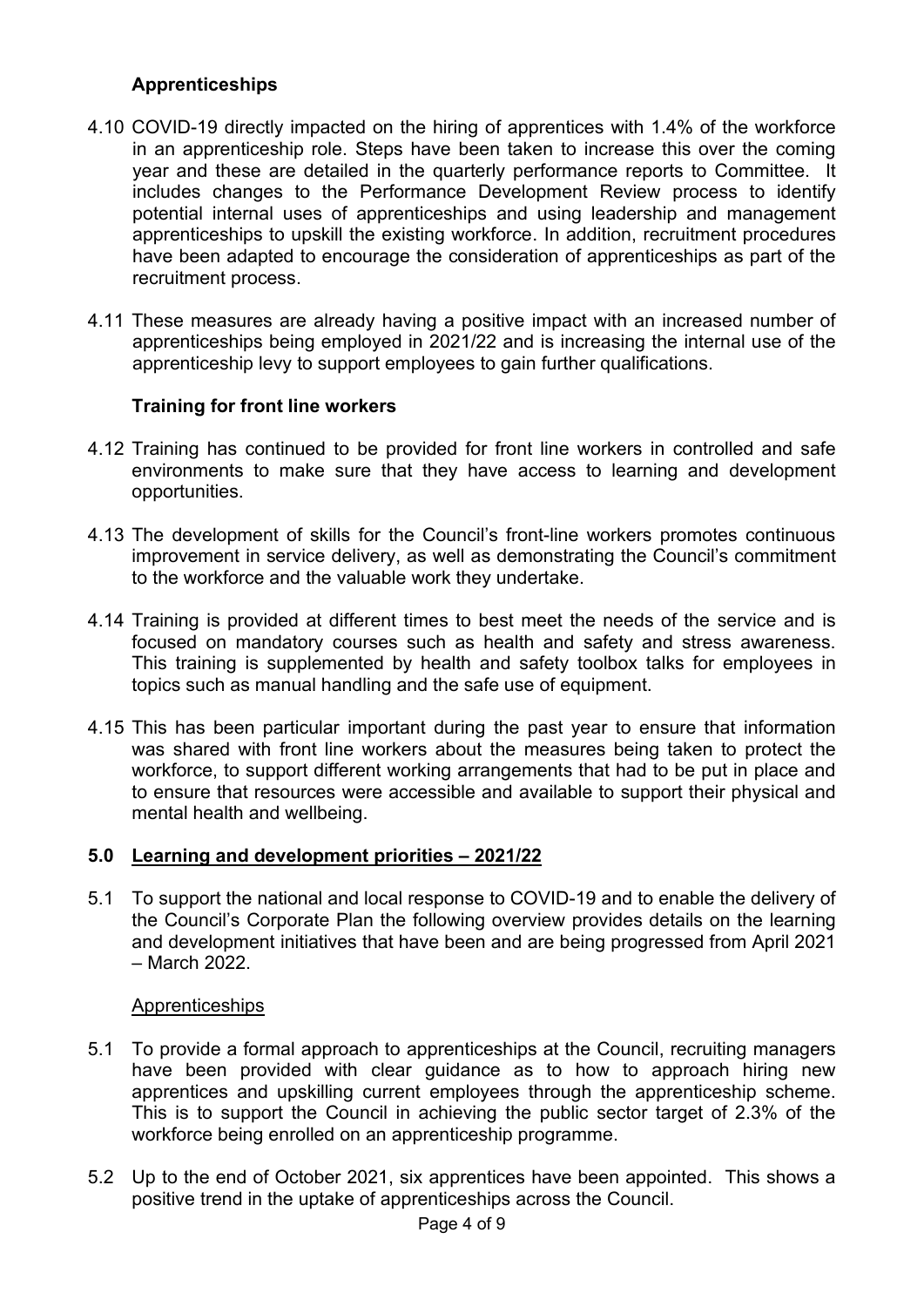### Apprenticeships

4.10 COVID-19 directly impacted on the hiring of apprentices with 1.4% of the workforce in an apprenticeship role. Steps have been taken to increase this over the coming year and these are detailed in the quarterly performance reports to Committee. It includes changes to the Performance Development Review process to identify potential internal uses of apprenticeships and using leadership and management apprenticeships to upskill the existing workforce. In addition, recruitment procedures have been adapted to encourage the consideration of apprenticeships as part of the recruitment process.

4.11 These measures are already having a positive impact with an increased number of apprenticeships being employed in 2021/22 and is increasing the internal use of the apprenticeship levy to support employees to gain further qualifications.

### Training for front line workers

4.12 Training has continued to be provided for front line workers in controlled and safe environments to make sure that they have access to learning and development opportunities.

4.13 The development of skills for the Council's front-line workers promotes continuous improvement in service delivery, as well as demonstrating the Council's commitment to the workforce and the valuable work they undertake.

4.14 Training is provided at different times to best meet the needs of the service and is focused on mandatory courses such as health and safety and stress awareness. This training is supplemented by health and safety toolbox talks for employees in topics such as manual handling and the safe use of equipment.

4.15 This has been particular important during the past year to ensure that information was shared with front line workers about the measures being taken to protect the workforce, to support different working arrangements that had to be put in place and to ensure that resources were accessible and available to support their physical and mental health and wellbeing.

## 5.0 Learning and development priorities – 2021/22

5.1 To support the national and local response to COVID-19 and to enable the delivery of the Council's Corporate Plan the following overview provides details on the learning and development initiatives that have been and are being progressed from April 2021 – March 2022.

Apprenticeships

5.1 To provide a formal approach to apprenticeships at the Council, recruiting managers have been provided with clear guidance as to how to approach hiring new apprentices and upskilling current employees through the apprenticeship scheme. This is to support the Council in achieving the public sector target of 2.3% of the workforce being enrolled on an apprenticeship programme.

5.2 Up to the end of October 2021, six apprentices have been appointed. This shows a positive trend in the uptake of apprenticeships across the Council.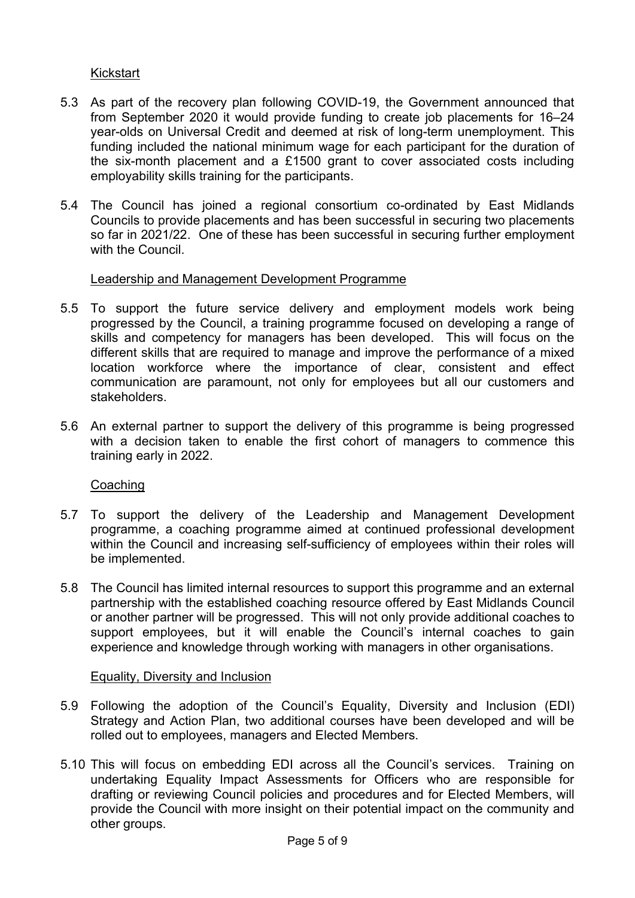Kickstart

5.3 As part of the recovery plan following COVID-19, the Government announced that from September 2020 it would provide funding to create job placements for 16–24 year-olds on Universal Credit and deemed at risk of long-term unemployment. This funding included the national minimum wage for each participant for the duration of the six-month placement and a £1500 grant to cover associated costs including employability skills training for the participants.

5.4 The Council has joined a regional consortium co-ordinated by East Midlands Councils to provide placements and has been successful in securing two placements so far in 2021/22. One of these has been successful in securing further employment with the Council.

Leadership and Management Development Programme

5.5 To support the future service delivery and employment models work being progressed by the Council, a training programme focused on developing a range of skills and competency for managers has been developed. This will focus on the different skills that are required to manage and improve the performance of a mixed location workforce where the importance of clear, consistent and effect communication are paramount, not only for employees but all our customers and stakeholders.

5.6 An external partner to support the delivery of this programme is being progressed with a decision taken to enable the first cohort of managers to commence this training early in 2022.

Coaching

5.7 To support the delivery of the Leadership and Management Development programme, a coaching programme aimed at continued professional development within the Council and increasing self-sufficiency of employees within their roles will be implemented.

5.8 The Council has limited internal resources to support this programme and an external partnership with the established coaching resource offered by East Midlands Council or another partner will be progressed. This will not only provide additional coaches to support employees, but it will enable the Council's internal coaches to gain experience and knowledge through working with managers in other organisations.

Equality, Diversity and Inclusion

5.9 Following the adoption of the Council's Equality, Diversity and Inclusion (EDI) Strategy and Action Plan, two additional courses have been developed and will be rolled out to employees, managers and Elected Members.

5.10 This will focus on embedding EDI across all the Council's services. Training on undertaking Equality Impact Assessments for Officers who are responsible for drafting or reviewing Council policies and procedures and for Elected Members, will provide the Council with more insight on their potential impact on the community and other groups.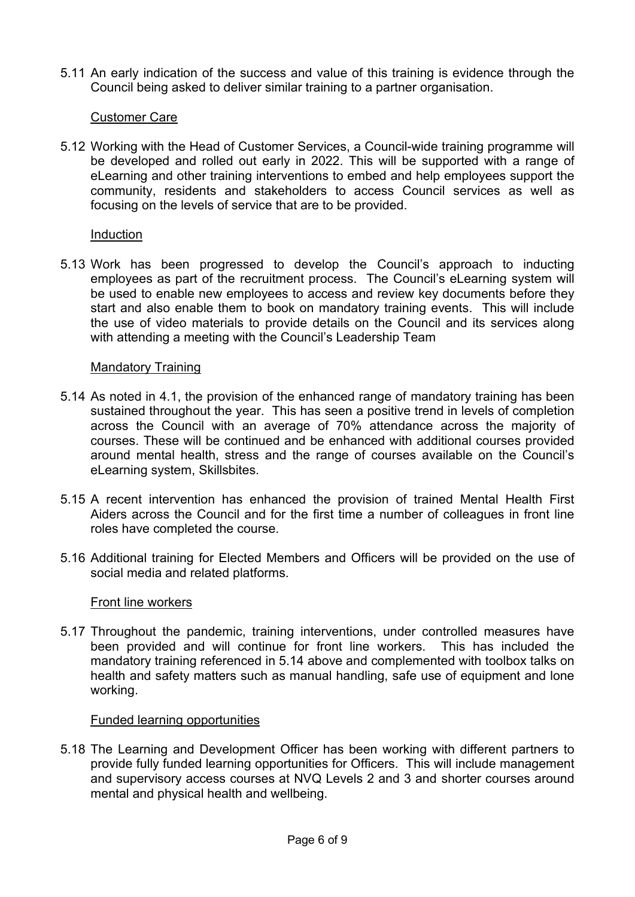5.11 An early indication of the success and value of this training is evidence through the Council being asked to deliver similar training to a partner organisation.

Customer Care

5.12 Working with the Head of Customer Services, a Council-wide training programme will be developed and rolled out early in 2022. This will be supported with a range of eLearning and other training interventions to embed and help employees support the community, residents and stakeholders to access Council services as well as focusing on the levels of service that are to be provided.

Induction

5.13 Work has been progressed to develop the Council's approach to inducting employees as part of the recruitment process. The Council's eLearning system will be used to enable new employees to access and review key documents before they start and also enable them to book on mandatory training events. This will include the use of video materials to provide details on the Council and its services along with attending a meeting with the Council's Leadership Team

Mandatory Training

5.14 As noted in 4.1, the provision of the enhanced range of mandatory training has been sustained throughout the year. This has seen a positive trend in levels of completion across the Council with an average of 70% attendance across the majority of courses. These will be continued and be enhanced with additional courses provided around mental health, stress and the range of courses available on the Council's eLearning system, Skillsbites.

5.15 A recent intervention has enhanced the provision of trained Mental Health First Aiders across the Council and for the first time a number of colleagues in front line roles have completed the course.

5.16 Additional training for Elected Members and Officers will be provided on the use of social media and related platforms.

Front line workers

5.17 Throughout the pandemic, training interventions, under controlled measures have been provided and will continue for front line workers. This has included the mandatory training referenced in 5.14 above and complemented with toolbox talks on health and safety matters such as manual handling, safe use of equipment and lone working.

Funded learning opportunities

5.18 The Learning and Development Officer has been working with different partners to provide fully funded learning opportunities for Officers. This will include management and supervisory access courses at NVQ Levels 2 and 3 and shorter courses around mental and physical health and wellbeing.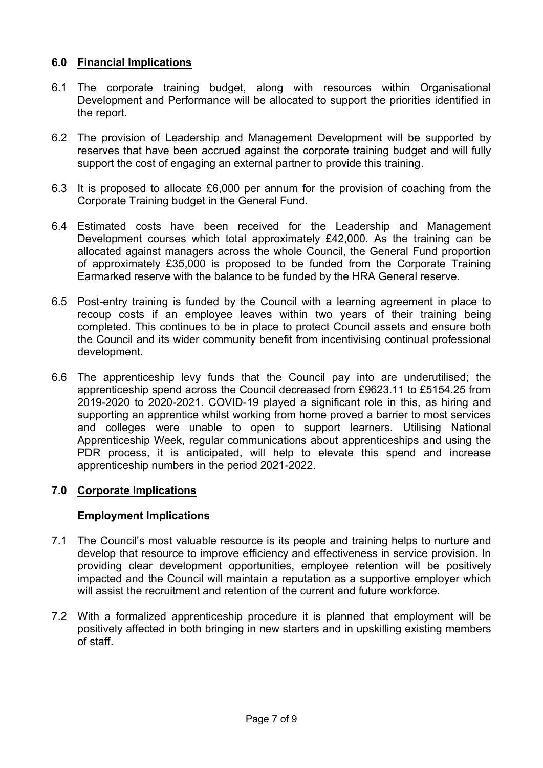## 6.0 Financial Implications

6.1 The corporate training budget, along with resources within Organisational Development and Performance will be allocated to support the priorities identified in the report.

6.2 The provision of Leadership and Management Development will be supported by reserves that have been accrued against the corporate training budget and will fully support the cost of engaging an external partner to provide this training.

6.3 It is proposed to allocate £6,000 per annum for the provision of coaching from the Corporate Training budget in the General Fund.

6.4 Estimated costs have been received for the Leadership and Management Development courses which total approximately £42,000. As the training can be allocated against managers across the whole Council, the General Fund proportion of approximately £35,000 is proposed to be funded from the Corporate Training Earmarked reserve with the balance to be funded by the HRA General reserve.

6.5 Post-entry training is funded by the Council with a learning agreement in place to recoup costs if an employee leaves within two years of their training being completed. This continues to be in place to protect Council assets and ensure both the Council and its wider community benefit from incentivising continual professional development.

6.6 The apprenticeship levy funds that the Council pay into are underutilised; the apprenticeship spend across the Council decreased from £9623.11 to £5154.25 from 2019-2020 to 2020-2021. COVID-19 played a significant role in this, as hiring and supporting an apprentice whilst working from home proved a barrier to most services and colleges were unable to open to support learners. Utilising National Apprenticeship Week, regular communications about apprenticeships and using the PDR process, it is anticipated, will help to elevate this spend and increase apprenticeship numbers in the period 2021-2022.

## 7.0 Corporate Implications

### Employment Implications

7.1 The Council's most valuable resource is its people and training helps to nurture and develop that resource to improve efficiency and effectiveness in service provision. In providing clear development opportunities, employee retention will be positively impacted and the Council will maintain a reputation as a supportive employer which will assist the recruitment and retention of the current and future workforce.

7.2 With a formalized apprenticeship procedure it is planned that employment will be positively affected in both bringing in new starters and in upskilling existing members of staff.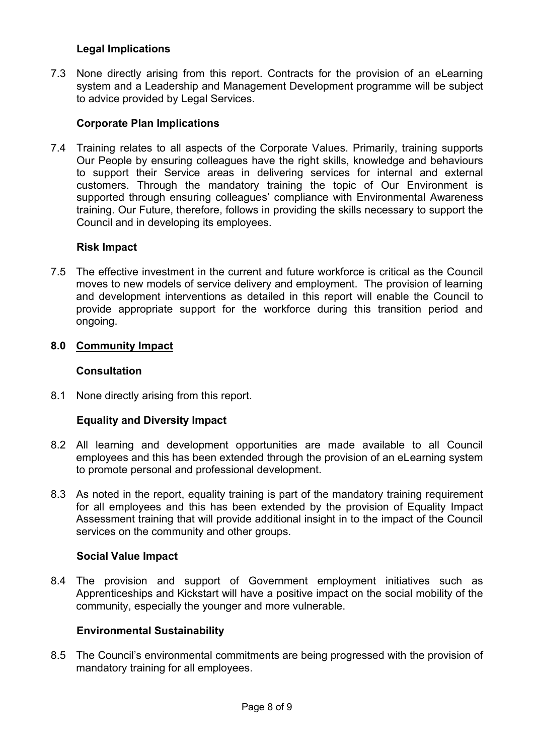### Legal Implications

7.3 None directly arising from this report. Contracts for the provision of an eLearning system and a Leadership and Management Development programme will be subject to advice provided by Legal Services.

### Corporate Plan Implications

7.4 Training relates to all aspects of the Corporate Values. Primarily, training supports Our People by ensuring colleagues have the right skills, knowledge and behaviours to support their Service areas in delivering services for internal and external customers. Through the mandatory training the topic of Our Environment is supported through ensuring colleagues' compliance with Environmental Awareness training. Our Future, therefore, follows in providing the skills necessary to support the Council and in developing its employees.

### Risk Impact

7.5 The effective investment in the current and future workforce is critical as the Council moves to new models of service delivery and employment. The provision of learning and development interventions as detailed in this report will enable the Council to provide appropriate support for the workforce during this transition period and ongoing.

## 8.0 Community Impact

### Consultation

8.1 None directly arising from this report.

### Equality and Diversity Impact

8.2 All learning and development opportunities are made available to all Council employees and this has been extended through the provision of an eLearning system to promote personal and professional development.

8.3 As noted in the report, equality training is part of the mandatory training requirement for all employees and this has been extended by the provision of Equality Impact Assessment training that will provide additional insight in to the impact of the Council services on the community and other groups.

### Social Value Impact

8.4 The provision and support of Government employment initiatives such as Apprenticeships and Kickstart will have a positive impact on the social mobility of the community, especially the younger and more vulnerable.

### Environmental Sustainability

8.5 The Council's environmental commitments are being progressed with the provision of mandatory training for all employees.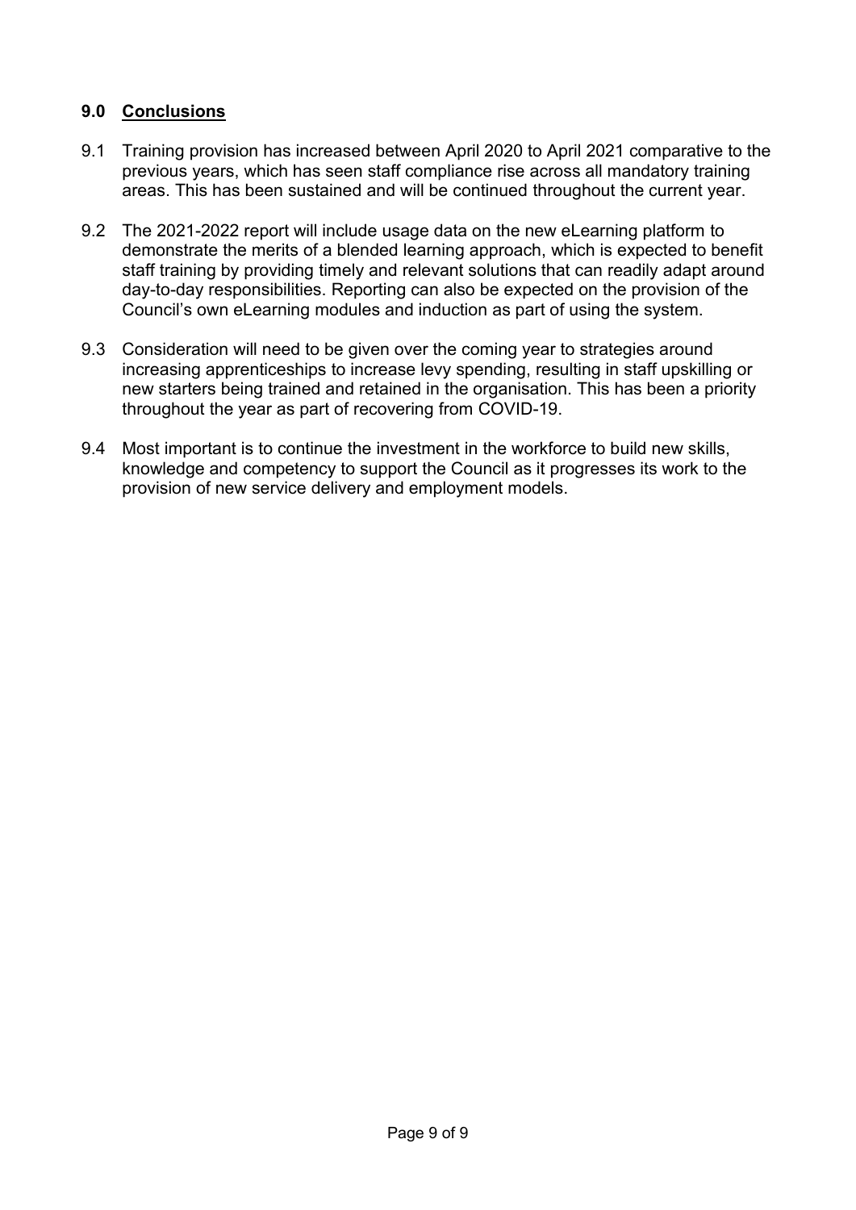## 9.0 Conclusions

9.1 Training provision has increased between April 2020 to April 2021 comparative to the previous years, which has seen staff compliance rise across all mandatory training areas. This has been sustained and will be continued throughout the current year.

9.2 The 2021-2022 report will include usage data on the new eLearning platform to demonstrate the merits of a blended learning approach, which is expected to benefit staff training by providing timely and relevant solutions that can readily adapt around day-to-day responsibilities. Reporting can also be expected on the provision of the Council's own eLearning modules and induction as part of using the system.

9.3 Consideration will need to be given over the coming year to strategies around increasing apprenticeships to increase levy spending, resulting in staff upskilling or new starters being trained and retained in the organisation. This has been a priority throughout the year as part of recovering from COVID-19.

9.4 Most important is to continue the investment in the workforce to build new skills, knowledge and competency to support the Council as it progresses its work to the provision of new service delivery and employment models.